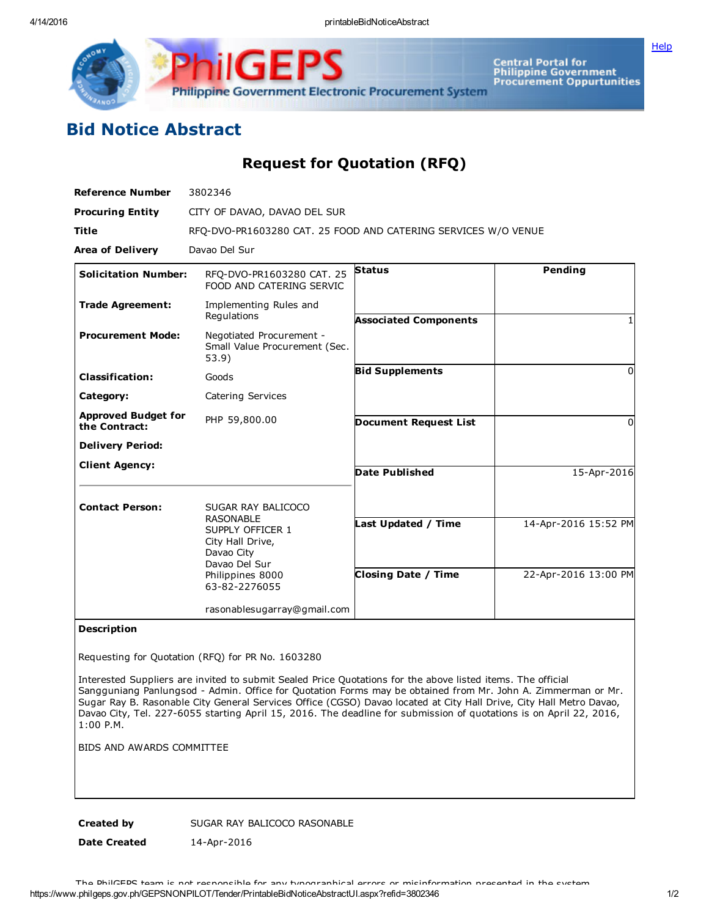# Bid Notice Abstract

## Request for Quotation (RFQ)

| | |
|---|---|
| **Reference Number** | 3802346 |
| **Procuring Entity** | CITY OF DAVAO, DAVAO DEL SUR |
| **Title** | RFQ-DVO-PR1603280 CAT. 25 FOOD AND CATERING SERVICES W/O VENUE |
| **Area of Delivery** | Davao Del Sur |

| | | | |
|---|---|---|---|
| **Solicitation Number:** | RFQ-DVO-PR1603280 CAT. 25 FOOD AND CATERING SERVIC | **Status** | Pending |
| **Trade Agreement:** | Implementing Rules and Regulations | **Associated Components** | 1 |
| **Procurement Mode:** | Negotiated Procurement - Small Value Procurement (Sec. 53.9) | **Bid Supplements** | 0 |
| **Classification:** | Goods | **Document Request List** | 0 |
| **Category:** | Catering Services | **Date Published** | 15-Apr-2016 |
| **Approved Budget for the Contract:** | PHP 59,800.00 | **Last Updated / Time** | 14-Apr-2016 15:52 PM |
| **Delivery Period:** | | **Closing Date / Time** | 22-Apr-2016 13:00 PM |
| **Client Agency:** | | | |
| **Contact Person:** | SUGAR RAY BALICOCO RASONABLE<br>SUPPLY OFFICER 1<br>City Hall Drive,<br>Davao City<br>Davao Del Sur<br>Philippines 8000<br>63-82-2276055<br><br>rasonablesugarray@gmail.com | | |

**Description**

Requesting for Quotation (RFQ) for PR No. 1603280

Interested Suppliers are invited to submit Sealed Price Quotations for the above listed items. The official Sangguniang Panlungsod - Admin. Office for Quotation Forms may be obtained from Mr. John A. Zimmerman or Mr. Sugar Ray B. Rasonable City General Services Office (CGSO) Davao located at City Hall Drive, City Hall Metro Davao, Davao City, Tel. 227-6055 starting April 15, 2016. The deadline for submission of quotations is on April 22, 2016, 1:00 P.M.

BIDS AND AWARDS COMMITTEE

| | |
|---|---|
| **Created by** | SUGAR RAY BALICOCO RASONABLE |
| **Date Created** | 14-Apr-2016 |

The PhilGEPS team is not responsible for any typographical errors or misinformation presented in the system.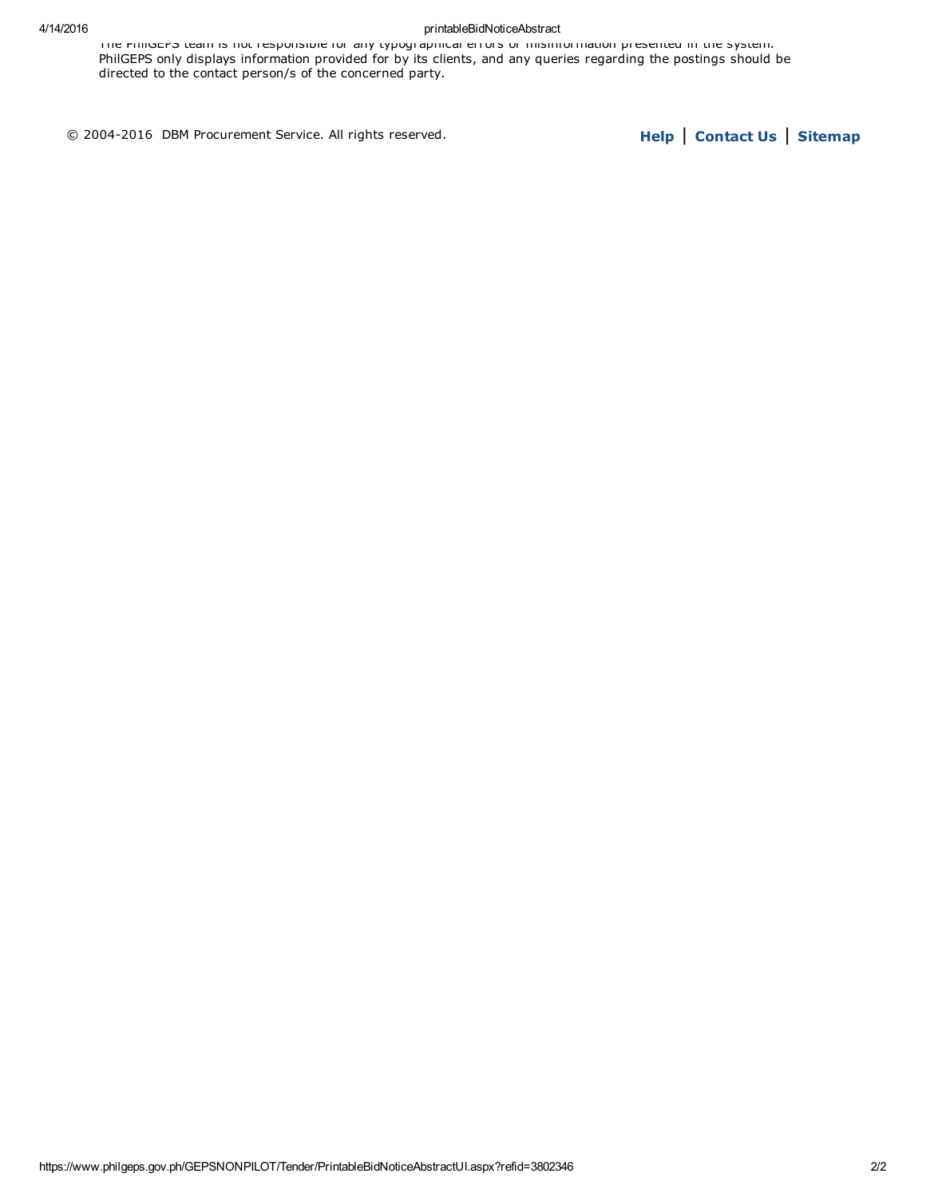The PhilGEPS team is not responsible for any typographical errors or misinformation presented in the system. PhilGEPS only displays information provided for by its clients, and any queries regarding the postings should be directed to the contact person/s of the concerned party.

© 2004-2016 DBM Procurement Service. All rights reserved.

**Help** | **Contact Us** | **Sitemap**